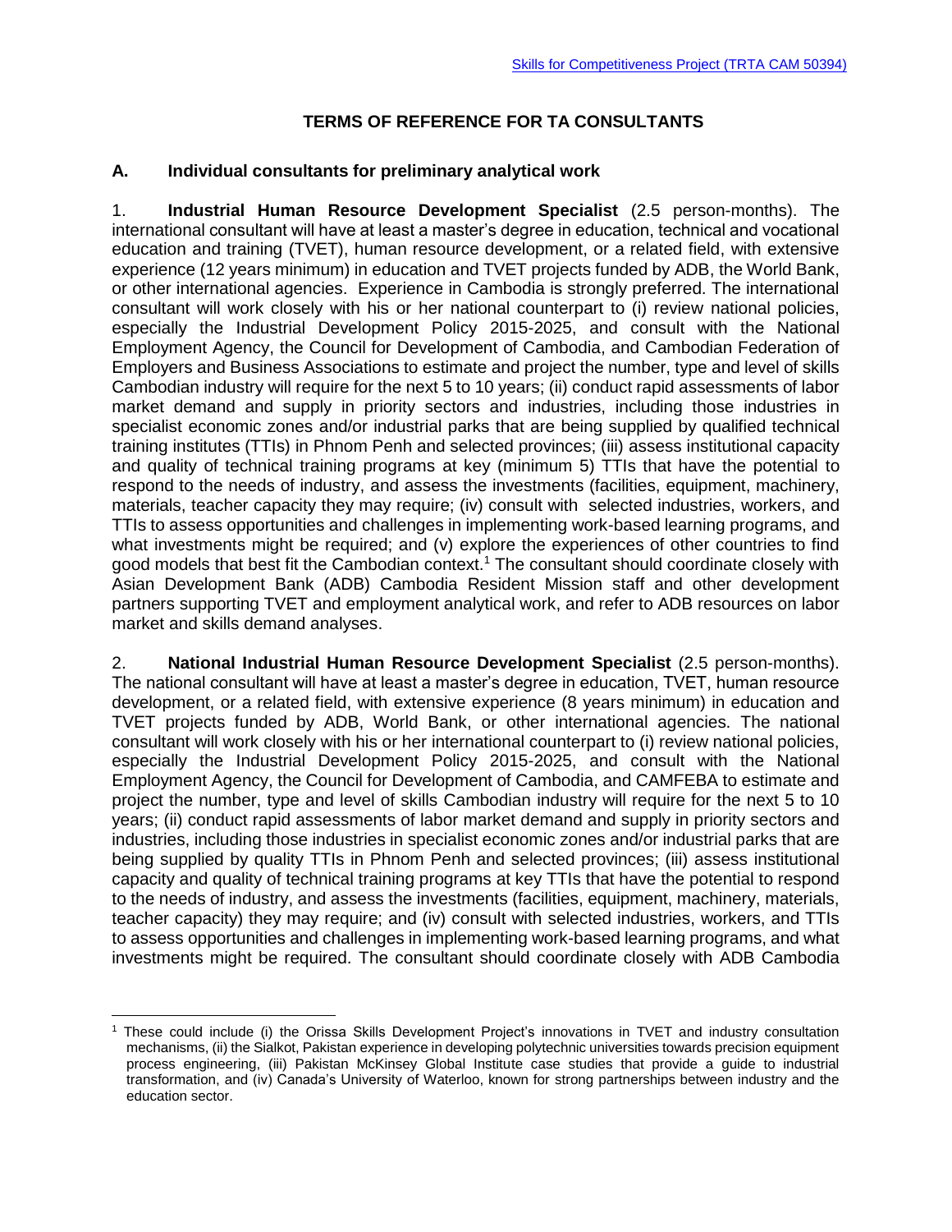Skills for Competitiveness Project (TRTA CAM 50394)

# TERMS OF REFERENCE FOR TA CONSULTANTS

## A. Individual consultants for preliminary analytical work

1. **Industrial Human Resource Development Specialist** (2.5 person-months). The international consultant will have at least a master's degree in education, technical and vocational education and training (TVET), human resource development, or a related field, with extensive experience (12 years minimum) in education and TVET projects funded by ADB, the World Bank, or other international agencies. Experience in Cambodia is strongly preferred. The international consultant will work closely with his or her national counterpart to (i) review national policies, especially the Industrial Development Policy 2015-2025, and consult with the National Employment Agency, the Council for Development of Cambodia, and Cambodian Federation of Employers and Business Associations to estimate and project the number, type and level of skills Cambodian industry will require for the next 5 to 10 years; (ii) conduct rapid assessments of labor market demand and supply in priority sectors and industries, including those industries in specialist economic zones and/or industrial parks that are being supplied by qualified technical training institutes (TTIs) in Phnom Penh and selected provinces; (iii) assess institutional capacity and quality of technical training programs at key (minimum 5) TTIs that have the potential to respond to the needs of industry, and assess the investments (facilities, equipment, machinery, materials, teacher capacity they may require; (iv) consult with selected industries, workers, and TTIs to assess opportunities and challenges in implementing work-based learning programs, and what investments might be required; and (v) explore the experiences of other countries to find good models that best fit the Cambodian context.[1] The consultant should coordinate closely with Asian Development Bank (ADB) Cambodia Resident Mission staff and other development partners supporting TVET and employment analytical work, and refer to ADB resources on labor market and skills demand analyses.

2. **National Industrial Human Resource Development Specialist** (2.5 person-months). The national consultant will have at least a master's degree in education, TVET, human resource development, or a related field, with extensive experience (8 years minimum) in education and TVET projects funded by ADB, World Bank, or other international agencies. The national consultant will work closely with his or her international counterpart to (i) review national policies, especially the Industrial Development Policy 2015-2025, and consult with the National Employment Agency, the Council for Development of Cambodia, and CAMFEBA to estimate and project the number, type and level of skills Cambodian industry will require for the next 5 to 10 years; (ii) conduct rapid assessments of labor market demand and supply in priority sectors and industries, including those industries in specialist economic zones and/or industrial parks that are being supplied by quality TTIs in Phnom Penh and selected provinces; (iii) assess institutional capacity and quality of technical training programs at key TTIs that have the potential to respond to the needs of industry, and assess the investments (facilities, equipment, machinery, materials, teacher capacity) they may require; and (iv) consult with selected industries, workers, and TTIs to assess opportunities and challenges in implementing work-based learning programs, and what investments might be required. The consultant should coordinate closely with ADB Cambodia

[1] These could include (i) the Orissa Skills Development Project's innovations in TVET and industry consultation mechanisms, (ii) the Sialkot, Pakistan experience in developing polytechnic universities towards precision equipment process engineering, (iii) Pakistan McKinsey Global Institute case studies that provide a guide to industrial transformation, and (iv) Canada's University of Waterloo, known for strong partnerships between industry and the education sector.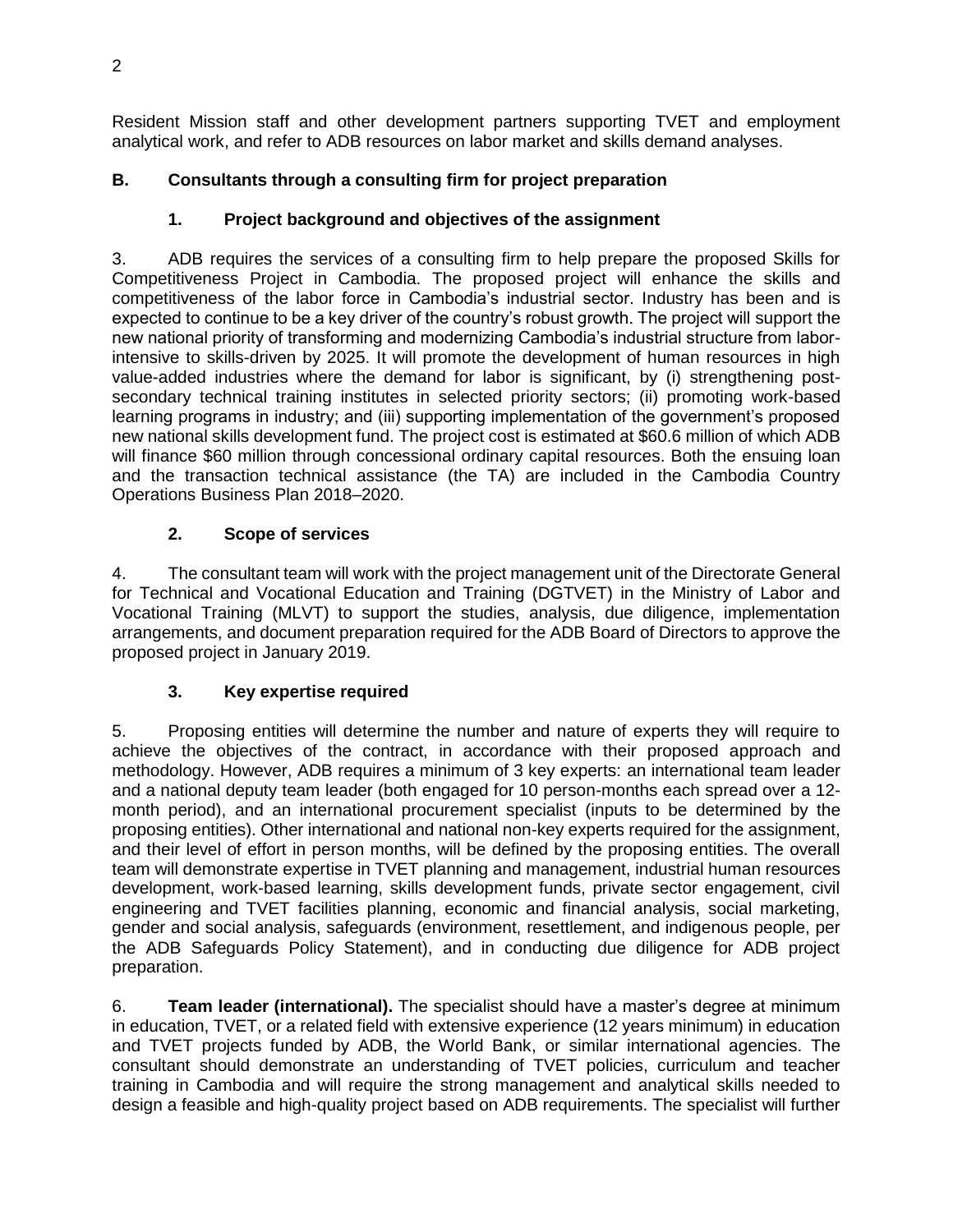Resident Mission staff and other development partners supporting TVET and employment analytical work, and refer to ADB resources on labor market and skills demand analyses.

## B. Consultants through a consulting firm for project preparation

### 1. Project background and objectives of the assignment

3. ADB requires the services of a consulting firm to help prepare the proposed Skills for Competitiveness Project in Cambodia. The proposed project will enhance the skills and competitiveness of the labor force in Cambodia's industrial sector. Industry has been and is expected to continue to be a key driver of the country's robust growth. The project will support the new national priority of transforming and modernizing Cambodia's industrial structure from labor-intensive to skills-driven by 2025. It will promote the development of human resources in high value-added industries where the demand for labor is significant, by (i) strengthening post-secondary technical training institutes in selected priority sectors; (ii) promoting work-based learning programs in industry; and (iii) supporting implementation of the government's proposed new national skills development fund. The project cost is estimated at $60.6 million of which ADB will finance $60 million through concessional ordinary capital resources. Both the ensuing loan and the transaction technical assistance (the TA) are included in the Cambodia Country Operations Business Plan 2018–2020.

### 2. Scope of services

4. The consultant team will work with the project management unit of the Directorate General for Technical and Vocational Education and Training (DGTVET) in the Ministry of Labor and Vocational Training (MLVT) to support the studies, analysis, due diligence, implementation arrangements, and document preparation required for the ADB Board of Directors to approve the proposed project in January 2019.

### 3. Key expertise required

5. Proposing entities will determine the number and nature of experts they will require to achieve the objectives of the contract, in accordance with their proposed approach and methodology. However, ADB requires a minimum of 3 key experts: an international team leader and a national deputy team leader (both engaged for 10 person-months each spread over a 12-month period), and an international procurement specialist (inputs to be determined by the proposing entities). Other international and national non-key experts required for the assignment, and their level of effort in person months, will be defined by the proposing entities. The overall team will demonstrate expertise in TVET planning and management, industrial human resources development, work-based learning, skills development funds, private sector engagement, civil engineering and TVET facilities planning, economic and financial analysis, social marketing, gender and social analysis, safeguards (environment, resettlement, and indigenous people, per the ADB Safeguards Policy Statement), and in conducting due diligence for ADB project preparation.

6. **Team leader (international).** The specialist should have a master's degree at minimum in education, TVET, or a related field with extensive experience (12 years minimum) in education and TVET projects funded by ADB, the World Bank, or similar international agencies. The consultant should demonstrate an understanding of TVET policies, curriculum and teacher training in Cambodia and will require the strong management and analytical skills needed to design a feasible and high-quality project based on ADB requirements. The specialist will further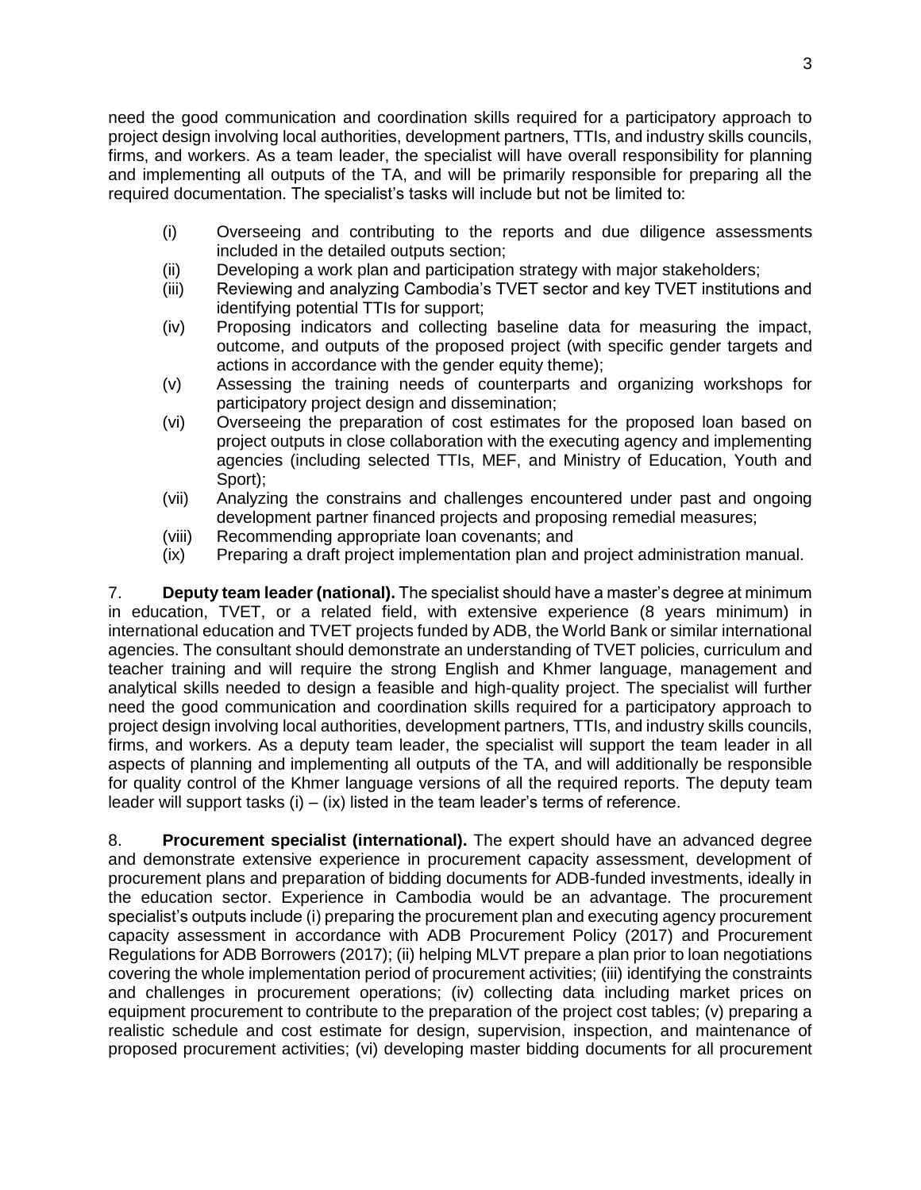need the good communication and coordination skills required for a participatory approach to project design involving local authorities, development partners, TTIs, and industry skills councils, firms, and workers. As a team leader, the specialist will have overall responsibility for planning and implementing all outputs of the TA, and will be primarily responsible for preparing all the required documentation. The specialist's tasks will include but not be limited to:

(i) Overseeing and contributing to the reports and due diligence assessments included in the detailed outputs section;
(ii) Developing a work plan and participation strategy with major stakeholders;
(iii) Reviewing and analyzing Cambodia's TVET sector and key TVET institutions and identifying potential TTIs for support;
(iv) Proposing indicators and collecting baseline data for measuring the impact, outcome, and outputs of the proposed project (with specific gender targets and actions in accordance with the gender equity theme);
(v) Assessing the training needs of counterparts and organizing workshops for participatory project design and dissemination;
(vi) Overseeing the preparation of cost estimates for the proposed loan based on project outputs in close collaboration with the executing agency and implementing agencies (including selected TTIs, MEF, and Ministry of Education, Youth and Sport);
(vii) Analyzing the constrains and challenges encountered under past and ongoing development partner financed projects and proposing remedial measures;
(viii) Recommending appropriate loan covenants; and
(ix) Preparing a draft project implementation plan and project administration manual.

7. **Deputy team leader (national).** The specialist should have a master's degree at minimum in education, TVET, or a related field, with extensive experience (8 years minimum) in international education and TVET projects funded by ADB, the World Bank or similar international agencies. The consultant should demonstrate an understanding of TVET policies, curriculum and teacher training and will require the strong English and Khmer language, management and analytical skills needed to design a feasible and high-quality project. The specialist will further need the good communication and coordination skills required for a participatory approach to project design involving local authorities, development partners, TTIs, and industry skills councils, firms, and workers. As a deputy team leader, the specialist will support the team leader in all aspects of planning and implementing all outputs of the TA, and will additionally be responsible for quality control of the Khmer language versions of all the required reports. The deputy team leader will support tasks (i) – (ix) listed in the team leader's terms of reference.

8. **Procurement specialist (international).** The expert should have an advanced degree and demonstrate extensive experience in procurement capacity assessment, development of procurement plans and preparation of bidding documents for ADB-funded investments, ideally in the education sector. Experience in Cambodia would be an advantage. The procurement specialist's outputs include (i) preparing the procurement plan and executing agency procurement capacity assessment in accordance with ADB Procurement Policy (2017) and Procurement Regulations for ADB Borrowers (2017); (ii) helping MLVT prepare a plan prior to loan negotiations covering the whole implementation period of procurement activities; (iii) identifying the constraints and challenges in procurement operations; (iv) collecting data including market prices on equipment procurement to contribute to the preparation of the project cost tables; (v) preparing a realistic schedule and cost estimate for design, supervision, inspection, and maintenance of proposed procurement activities; (vi) developing master bidding documents for all procurement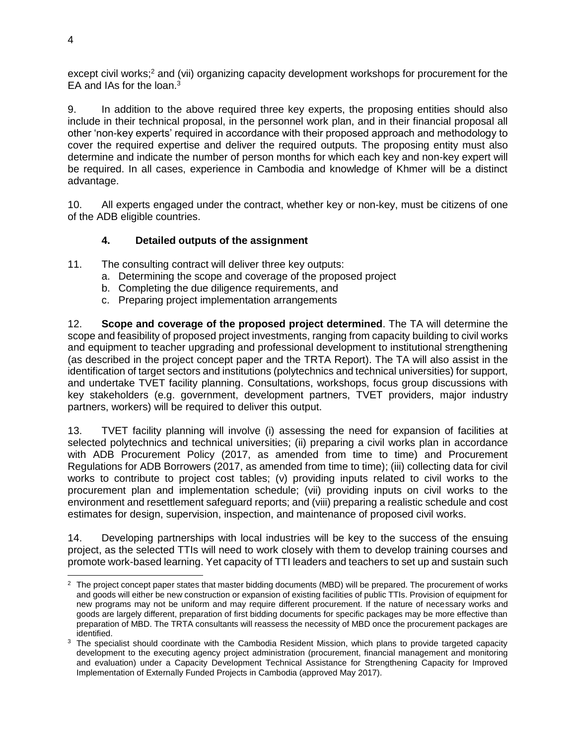except civil works;[2] and (vii) organizing capacity development workshops for procurement for the EA and IAs for the loan.[3]

9. In addition to the above required three key experts, the proposing entities should also include in their technical proposal, in the personnel work plan, and in their financial proposal all other 'non-key experts' required in accordance with their proposed approach and methodology to cover the required expertise and deliver the required outputs. The proposing entity must also determine and indicate the number of person months for which each key and non-key expert will be required. In all cases, experience in Cambodia and knowledge of Khmer will be a distinct advantage.

10. All experts engaged under the contract, whether key or non-key, must be citizens of one of the ADB eligible countries.

### 4. Detailed outputs of the assignment

11. The consulting contract will deliver three key outputs:

a. Determining the scope and coverage of the proposed project
b. Completing the due diligence requirements, and
c. Preparing project implementation arrangements

12. **Scope and coverage of the proposed project determined**. The TA will determine the scope and feasibility of proposed project investments, ranging from capacity building to civil works and equipment to teacher upgrading and professional development to institutional strengthening (as described in the project concept paper and the TRTA Report). The TA will also assist in the identification of target sectors and institutions (polytechnics and technical universities) for support, and undertake TVET facility planning. Consultations, workshops, focus group discussions with key stakeholders (e.g. government, development partners, TVET providers, major industry partners, workers) will be required to deliver this output.

13. TVET facility planning will involve (i) assessing the need for expansion of facilities at selected polytechnics and technical universities; (ii) preparing a civil works plan in accordance with ADB Procurement Policy (2017, as amended from time to time) and Procurement Regulations for ADB Borrowers (2017, as amended from time to time); (iii) collecting data for civil works to contribute to project cost tables; (v) providing inputs related to civil works to the procurement plan and implementation schedule; (vii) providing inputs on civil works to the environment and resettlement safeguard reports; and (viii) preparing a realistic schedule and cost estimates for design, supervision, inspection, and maintenance of proposed civil works.

14. Developing partnerships with local industries will be key to the success of the ensuing project, as the selected TTIs will need to work closely with them to develop training courses and promote work-based learning. Yet capacity of TTI leaders and teachers to set up and sustain such

---

[2] The project concept paper states that master bidding documents (MBD) will be prepared. The procurement of works and goods will either be new construction or expansion of existing facilities of public TTIs. Provision of equipment for new programs may not be uniform and may require different procurement. If the nature of necessary works and goods are largely different, preparation of first bidding documents for specific packages may be more effective than preparation of MBD. The TRTA consultants will reassess the necessity of MBD once the procurement packages are identified.

[3] The specialist should coordinate with the Cambodia Resident Mission, which plans to provide targeted capacity development to the executing agency project administration (procurement, financial management and monitoring and evaluation) under a Capacity Development Technical Assistance for Strengthening Capacity for Improved Implementation of Externally Funded Projects in Cambodia (approved May 2017).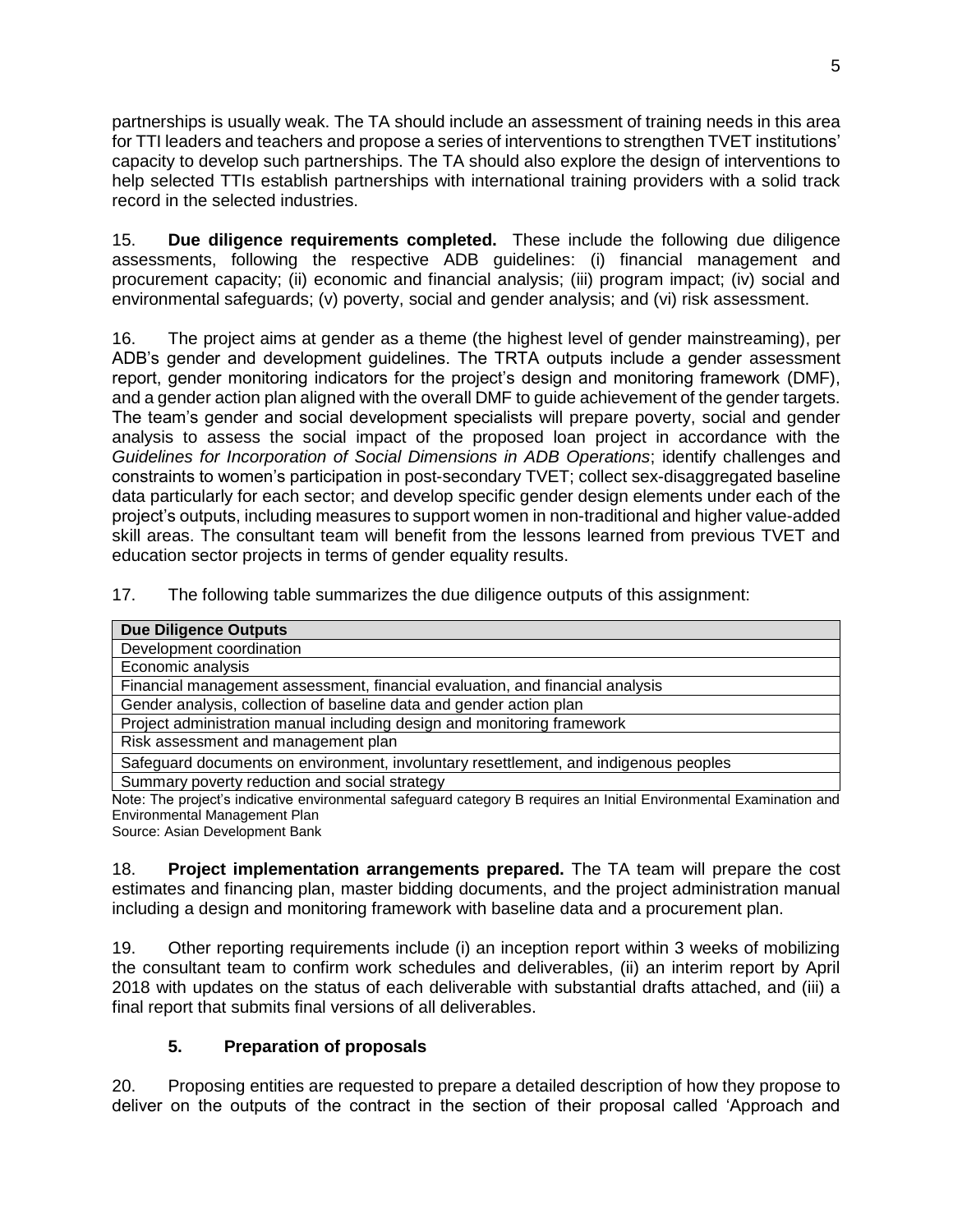partnerships is usually weak. The TA should include an assessment of training needs in this area for TTI leaders and teachers and propose a series of interventions to strengthen TVET institutions' capacity to develop such partnerships. The TA should also explore the design of interventions to help selected TTIs establish partnerships with international training providers with a solid track record in the selected industries.

15. **Due diligence requirements completed.** These include the following due diligence assessments, following the respective ADB guidelines: (i) financial management and procurement capacity; (ii) economic and financial analysis; (iii) program impact; (iv) social and environmental safeguards; (v) poverty, social and gender analysis; and (vi) risk assessment.

16. The project aims at gender as a theme (the highest level of gender mainstreaming), per ADB's gender and development guidelines. The TRTA outputs include a gender assessment report, gender monitoring indicators for the project's design and monitoring framework (DMF), and a gender action plan aligned with the overall DMF to guide achievement of the gender targets. The team's gender and social development specialists will prepare poverty, social and gender analysis to assess the social impact of the proposed loan project in accordance with the *Guidelines for Incorporation of Social Dimensions in ADB Operations*; identify challenges and constraints to women's participation in post-secondary TVET; collect sex-disaggregated baseline data particularly for each sector; and develop specific gender design elements under each of the project's outputs, including measures to support women in non-traditional and higher value-added skill areas. The consultant team will benefit from the lessons learned from previous TVET and education sector projects in terms of gender equality results.

17. The following table summarizes the due diligence outputs of this assignment:

| **Due Diligence Outputs** |
|---|
| Development coordination |
| Economic analysis |
| Financial management assessment, financial evaluation, and financial analysis |
| Gender analysis, collection of baseline data and gender action plan |
| Project administration manual including design and monitoring framework |
| Risk assessment and management plan |
| Safeguard documents on environment, involuntary resettlement, and indigenous peoples |
| Summary poverty reduction and social strategy |

Note: The project's indicative environmental safeguard category B requires an Initial Environmental Examination and Environmental Management Plan
Source: Asian Development Bank

18. **Project implementation arrangements prepared.** The TA team will prepare the cost estimates and financing plan, master bidding documents, and the project administration manual including a design and monitoring framework with baseline data and a procurement plan.

19. Other reporting requirements include (i) an inception report within 3 weeks of mobilizing the consultant team to confirm work schedules and deliverables, (ii) an interim report by April 2018 with updates on the status of each deliverable with substantial drafts attached, and (iii) a final report that submits final versions of all deliverables.

### 5. Preparation of proposals

20. Proposing entities are requested to prepare a detailed description of how they propose to deliver on the outputs of the contract in the section of their proposal called 'Approach and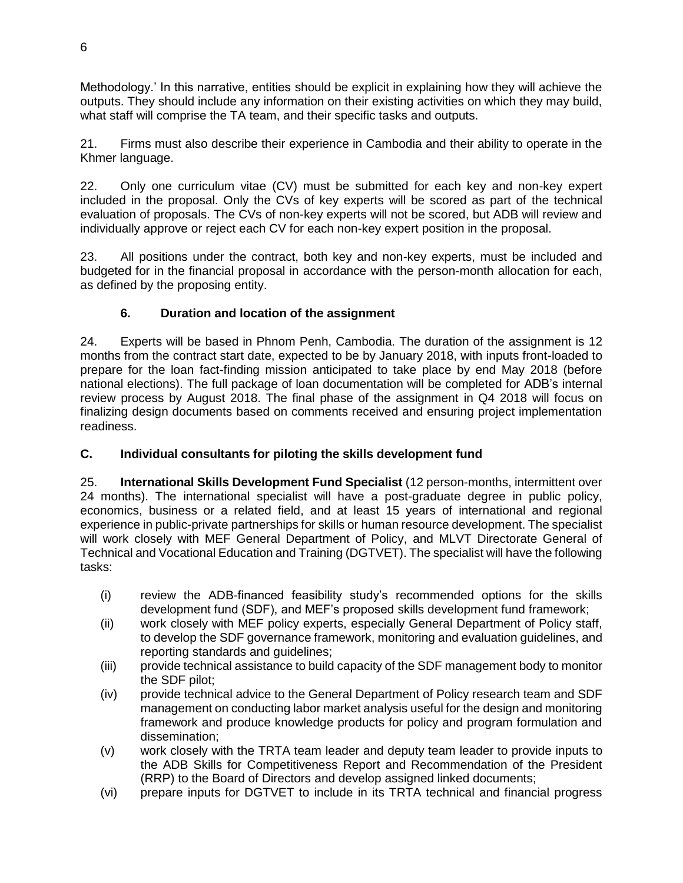Methodology.' In this narrative, entities should be explicit in explaining how they will achieve the outputs. They should include any information on their existing activities on which they may build, what staff will comprise the TA team, and their specific tasks and outputs.

21. Firms must also describe their experience in Cambodia and their ability to operate in the Khmer language.

22. Only one curriculum vitae (CV) must be submitted for each key and non-key expert included in the proposal. Only the CVs of key experts will be scored as part of the technical evaluation of proposals. The CVs of non-key experts will not be scored, but ADB will review and individually approve or reject each CV for each non-key expert position in the proposal.

23. All positions under the contract, both key and non-key experts, must be included and budgeted for in the financial proposal in accordance with the person-month allocation for each, as defined by the proposing entity.

### 6. Duration and location of the assignment

24. Experts will be based in Phnom Penh, Cambodia. The duration of the assignment is 12 months from the contract start date, expected to be by January 2018, with inputs front-loaded to prepare for the loan fact-finding mission anticipated to take place by end May 2018 (before national elections). The full package of loan documentation will be completed for ADB's internal review process by August 2018. The final phase of the assignment in Q4 2018 will focus on finalizing design documents based on comments received and ensuring project implementation readiness.

## C. Individual consultants for piloting the skills development fund

25. **International Skills Development Fund Specialist** (12 person-months, intermittent over 24 months). The international specialist will have a post-graduate degree in public policy, economics, business or a related field, and at least 15 years of international and regional experience in public-private partnerships for skills or human resource development. The specialist will work closely with MEF General Department of Policy, and MLVT Directorate General of Technical and Vocational Education and Training (DGTVET). The specialist will have the following tasks:

- (i) review the ADB-financed feasibility study's recommended options for the skills development fund (SDF), and MEF's proposed skills development fund framework;
- (ii) work closely with MEF policy experts, especially General Department of Policy staff, to develop the SDF governance framework, monitoring and evaluation guidelines, and reporting standards and guidelines;
- (iii) provide technical assistance to build capacity of the SDF management body to monitor the SDF pilot;
- (iv) provide technical advice to the General Department of Policy research team and SDF management on conducting labor market analysis useful for the design and monitoring framework and produce knowledge products for policy and program formulation and dissemination;
- (v) work closely with the TRTA team leader and deputy team leader to provide inputs to the ADB Skills for Competitiveness Report and Recommendation of the President (RRP) to the Board of Directors and develop assigned linked documents;
- (vi) prepare inputs for DGTVET to include in its TRTA technical and financial progress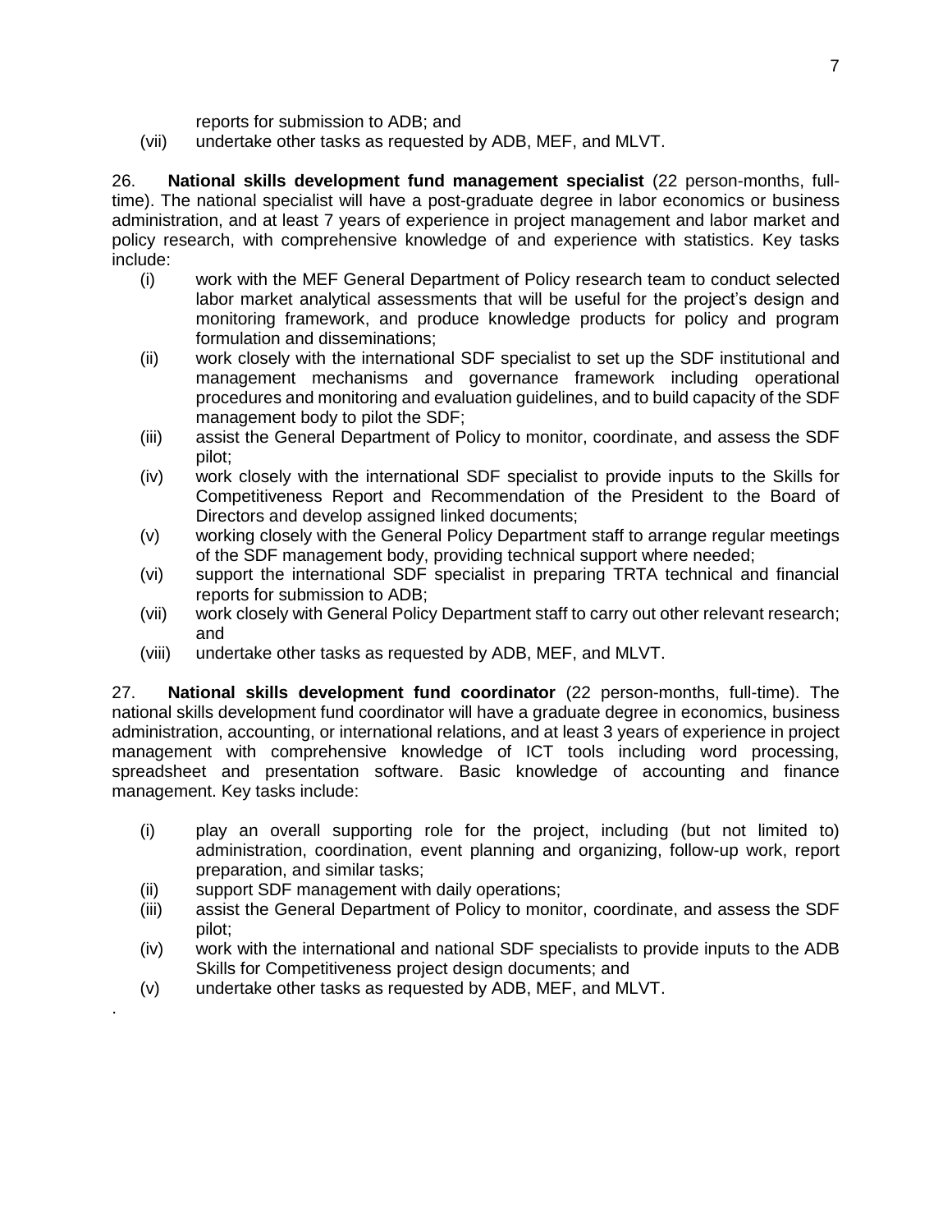reports for submission to ADB; and

(vii) undertake other tasks as requested by ADB, MEF, and MLVT.

26. **National skills development fund management specialist** (22 person-months, full-time). The national specialist will have a post-graduate degree in labor economics or business administration, and at least 7 years of experience in project management and labor market and policy research, with comprehensive knowledge of and experience with statistics. Key tasks include:

(i) work with the MEF General Department of Policy research team to conduct selected labor market analytical assessments that will be useful for the project's design and monitoring framework, and produce knowledge products for policy and program formulation and disseminations;

(ii) work closely with the international SDF specialist to set up the SDF institutional and management mechanisms and governance framework including operational procedures and monitoring and evaluation guidelines, and to build capacity of the SDF management body to pilot the SDF;

(iii) assist the General Department of Policy to monitor, coordinate, and assess the SDF pilot;

(iv) work closely with the international SDF specialist to provide inputs to the Skills for Competitiveness Report and Recommendation of the President to the Board of Directors and develop assigned linked documents;

(v) working closely with the General Policy Department staff to arrange regular meetings of the SDF management body, providing technical support where needed;

(vi) support the international SDF specialist in preparing TRTA technical and financial reports for submission to ADB;

(vii) work closely with General Policy Department staff to carry out other relevant research; and

(viii) undertake other tasks as requested by ADB, MEF, and MLVT.

27. **National skills development fund coordinator** (22 person-months, full-time). The national skills development fund coordinator will have a graduate degree in economics, business administration, accounting, or international relations, and at least 3 years of experience in project management with comprehensive knowledge of ICT tools including word processing, spreadsheet and presentation software. Basic knowledge of accounting and finance management. Key tasks include:

(i) play an overall supporting role for the project, including (but not limited to) administration, coordination, event planning and organizing, follow-up work, report preparation, and similar tasks;

(ii) support SDF management with daily operations;

(iii) assist the General Department of Policy to monitor, coordinate, and assess the SDF pilot;

(iv) work with the international and national SDF specialists to provide inputs to the ADB Skills for Competitiveness project design documents; and

(v) undertake other tasks as requested by ADB, MEF, and MLVT.